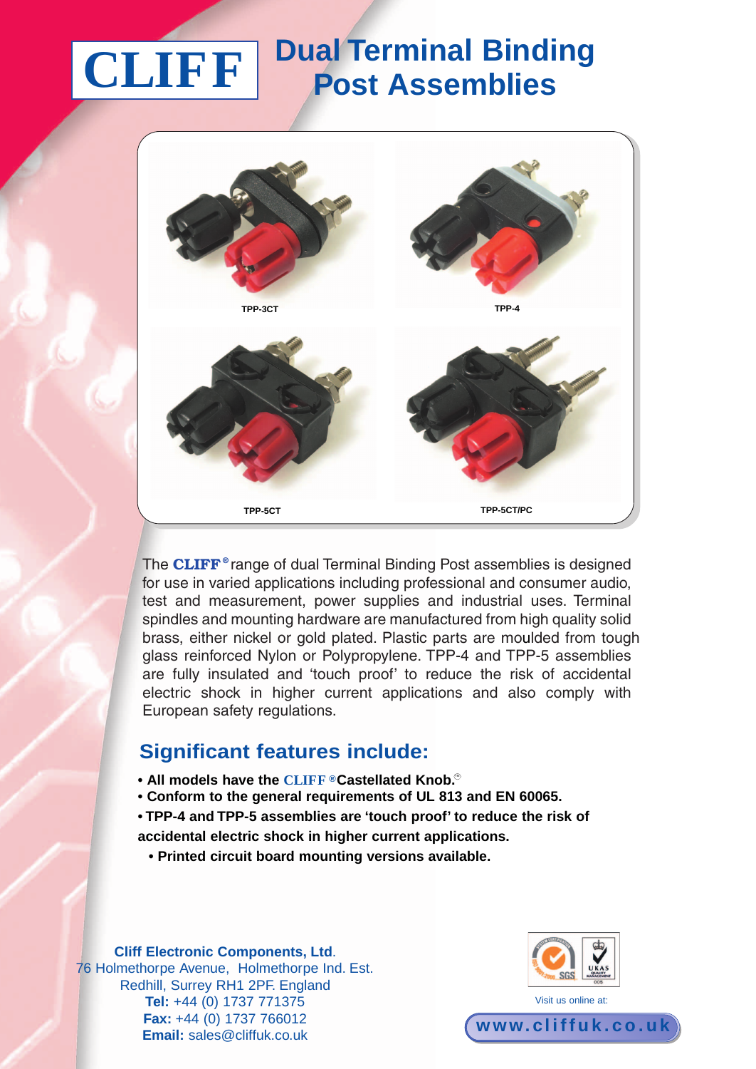# CLIFF Dual Terminal Binding Post Assemblies

TPP-3CT

TPP-4

TPP-5CT

TPP-5CT/PC

The CLIFF® range of dual Terminal Binding Post assemblies is designed for use in varied applications including professional and consumer audio, test and measurement, power supplies and industrial uses. Terminal spindles and mounting hardware are manufactured from high quality solid brass, either nickel or gold plated. Plastic parts are moulded from tough glass reinforced Nylon or Polypropylene. TPP-4 and TPP-5 assemblies are fully insulated and 'touch proof' to reduce the risk of accidental electric shock in higher current applications and also comply with European safety regulations.

## Significant features include:

- **All models have the CLIFF ® Castellated Knob.™**
- **Conform to the general requirements of UL 813 and EN 60065.**
- **TPP-4 and TPP-5 assemblies are 'touch proof' to reduce the risk of accidental electric shock in higher current applications.**
- **Printed circuit board mounting versions available.**

**Cliff Electronic Components, Ltd.**
76 Holmethorpe Avenue, Holmethorpe Ind. Est.
Redhill, Surrey RH1 2PF. England
**Tel:** +44 (0) 1737 771375
**Fax:** +44 (0) 1737 766012
**Email:** sales@cliffuk.co.uk

Visit us online at:

**www.cliffuk.co.uk**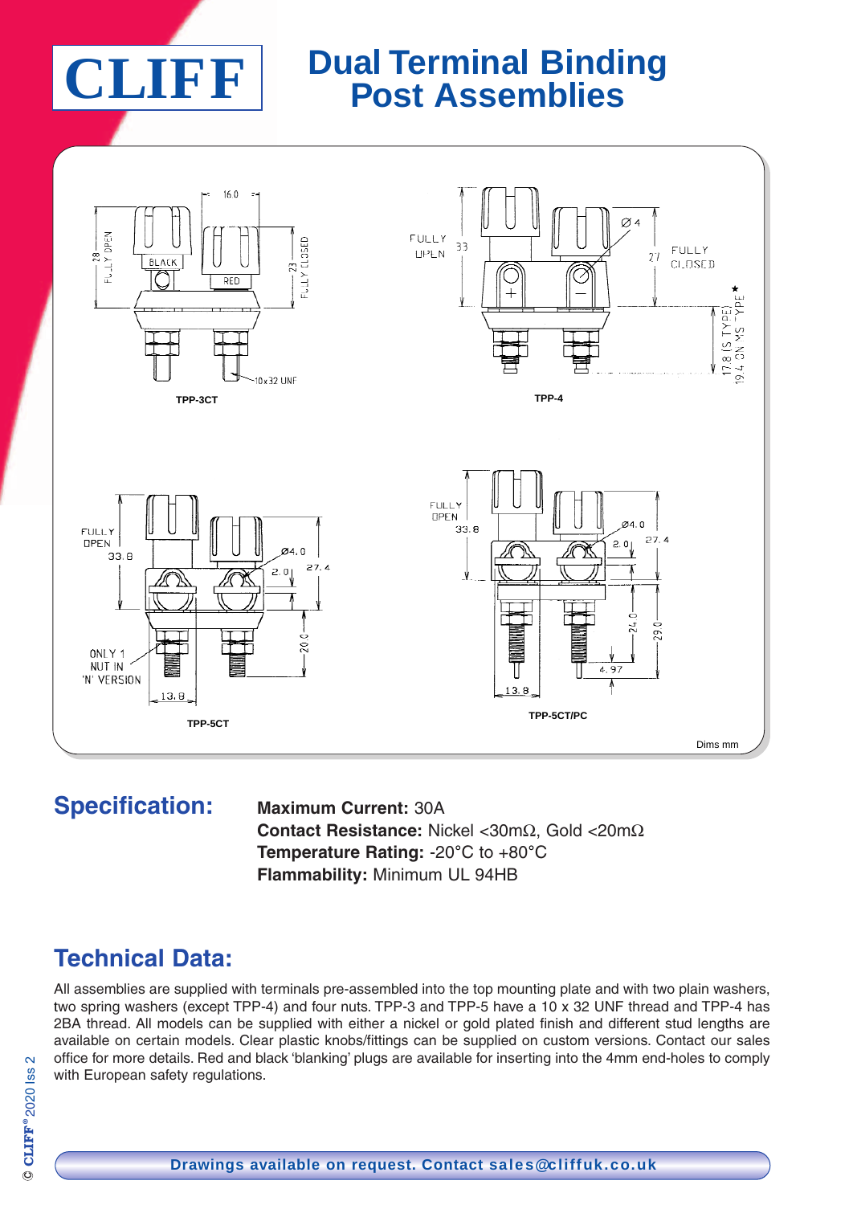# CLIFF

# Dual Terminal Binding Post Assemblies

TPP-3CT

16.0

28 FULLY OPEN

23 FULLY CLOSED

BLACK

RED

10x32 UNF

TPP-4

FULLY OPEN 33

Ø 4

27 FULLY CLOSED

17.8 (S TYPE)

19.4 ON MS TYPE★

TPP-5CT

FULLY OPEN 33.8

Ø4.0

2.0

27.4

20.0

ONLY 1 NUT IN 'N' VERSION

13.8

TPP-5CT/PC

FULLY OPEN 33.8

Ø4.0

2.0

27.4

24.0

29.0

4.97

13.8

Dims mm

## Specification:

**Maximum Current:** 30A
**Contact Resistance:** Nickel <30mΩ, Gold <20mΩ
**Temperature Rating:** -20°C to +80°C
**Flammability:** Minimum UL 94HB

## Technical Data:

All assemblies are supplied with terminals pre-assembled into the top mounting plate and with two plain washers, two spring washers (except TPP-4) and four nuts. TPP-3 and TPP-5 have a 10 x 32 UNF thread and TPP-4 has 2BA thread. All models can be supplied with either a nickel or gold plated finish and different stud lengths are available on certain models. Clear plastic knobs/fittings can be supplied on custom versions. Contact our sales office for more details. Red and black 'blanking' plugs are available for inserting into the 4mm end-holes to comply with European safety regulations.

© CLIFF® 2020 Iss 2

**Drawings available on request. Contact sales@cliffuk.co.uk**